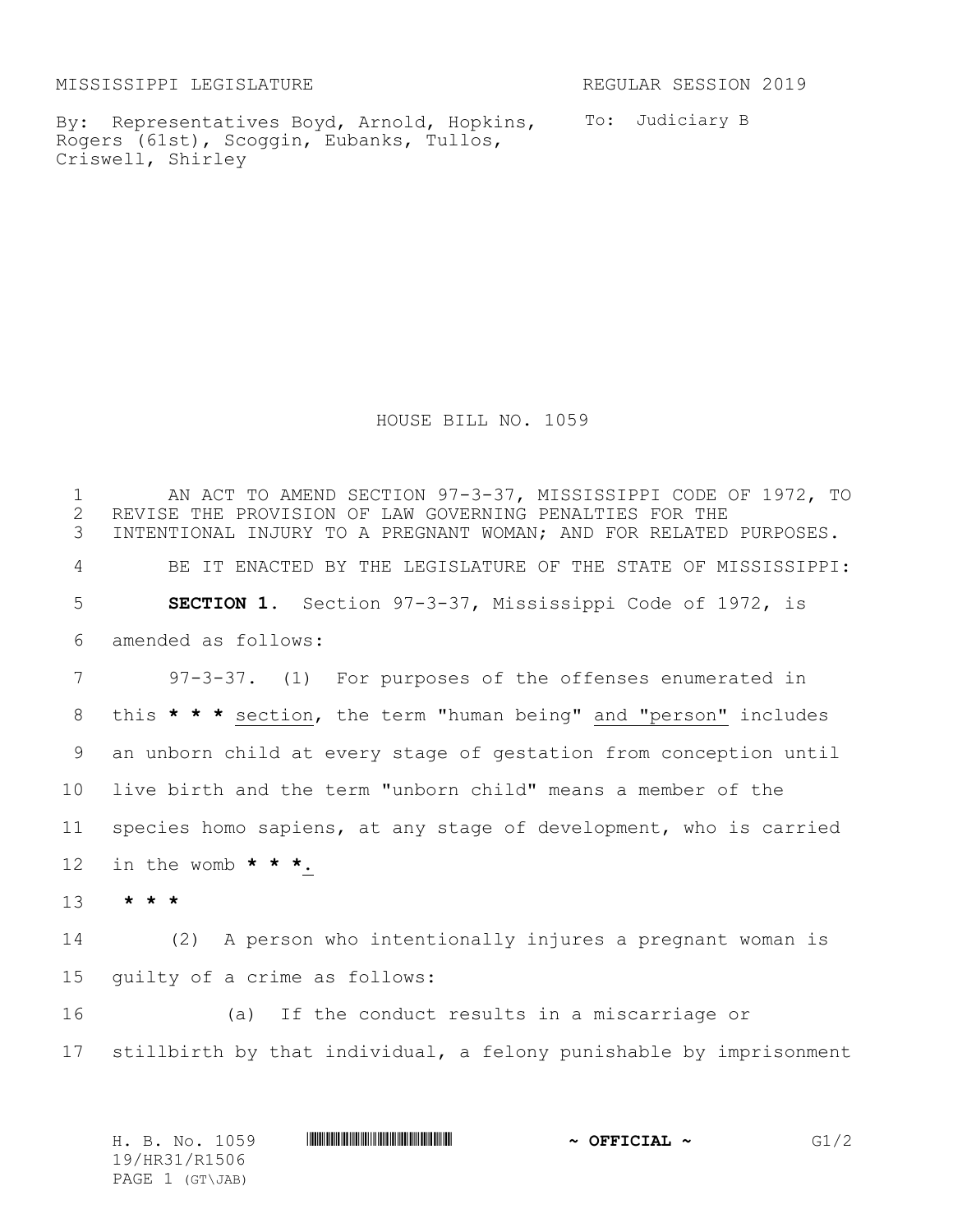MISSISSIPPI LEGISLATURE REGULAR SESSION 2019

By: Representatives Boyd, Arnold, Hopkins, Rogers (61st), Scoggin, Eubanks, Tullos, Criswell, Shirley

To: Judiciary B

# HOUSE BILL NO. 1059

AN ACT TO AMEND SECTION 97-3-37, MISSISSIPPI CODE OF 1972, TO REVISE THE PROVISION OF LAW GOVERNING PENALTIES FOR THE INTENTIONAL INJURY TO A PREGNANT WOMAN; AND FOR RELATED PURPOSES.

BE IT ENACTED BY THE LEGISLATURE OF THE STATE OF MISSISSIPPI:

**SECTION 1.** Section 97-3-37, Mississippi Code of 1972, is amended as follows:

97-3-37. (1) For purposes of the offenses enumerated in this **\* \* \*** <u>section</u>, the term "human being" <u>and "person"</u> includes an unborn child at every stage of gestation from conception until live birth and the term "unborn child" means a member of the species homo sapiens, at any stage of development, who is carried in the womb **\* \* \***<u>.</u>

**\* \* \***

(2) A person who intentionally injures a pregnant woman is guilty of a crime as follows:

(a) If the conduct results in a miscarriage or stillbirth by that individual, a felony punishable by imprisonment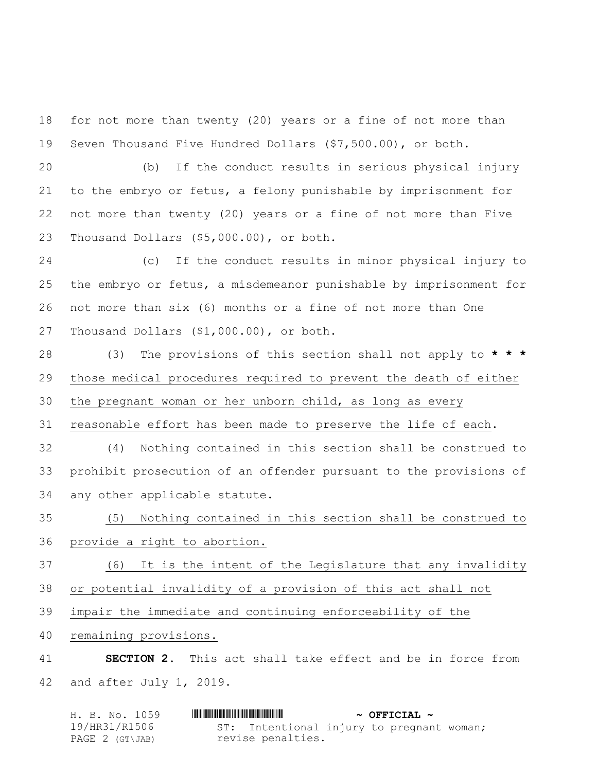for not more than twenty (20) years or a fine of not more than Seven Thousand Five Hundred Dollars ($7,500.00), or both.

(b) If the conduct results in serious physical injury to the embryo or fetus, a felony punishable by imprisonment for not more than twenty (20) years or a fine of not more than Five Thousand Dollars ($5,000.00), or both.

(c) If the conduct results in minor physical injury to the embryo or fetus, a misdemeanor punishable by imprisonment for not more than six (6) months or a fine of not more than One Thousand Dollars ($1,000.00), or both.

(3) The provisions of this section shall not apply to *** <u>those medical procedures required to prevent the death of either the pregnant woman or her unborn child, as long as every reasonable effort has been made to preserve the life of each</u>.

(4) Nothing contained in this section shall be construed to prohibit prosecution of an offender pursuant to the provisions of any other applicable statute.

<u>(5) Nothing contained in this section shall be construed to provide a right to abortion.</u>

<u>(6) It is the intent of the Legislature that any invalidity or potential invalidity of a provision of this act shall not impair the immediate and continuing enforceability of the remaining provisions.</u>

**SECTION 2.** This act shall take effect and be in force from and after July 1, 2019.

H. B. No. 1059 ~ OFFICIAL ~
19/HR31/R1506
ST: Intentional injury to pregnant woman; revise penalties.